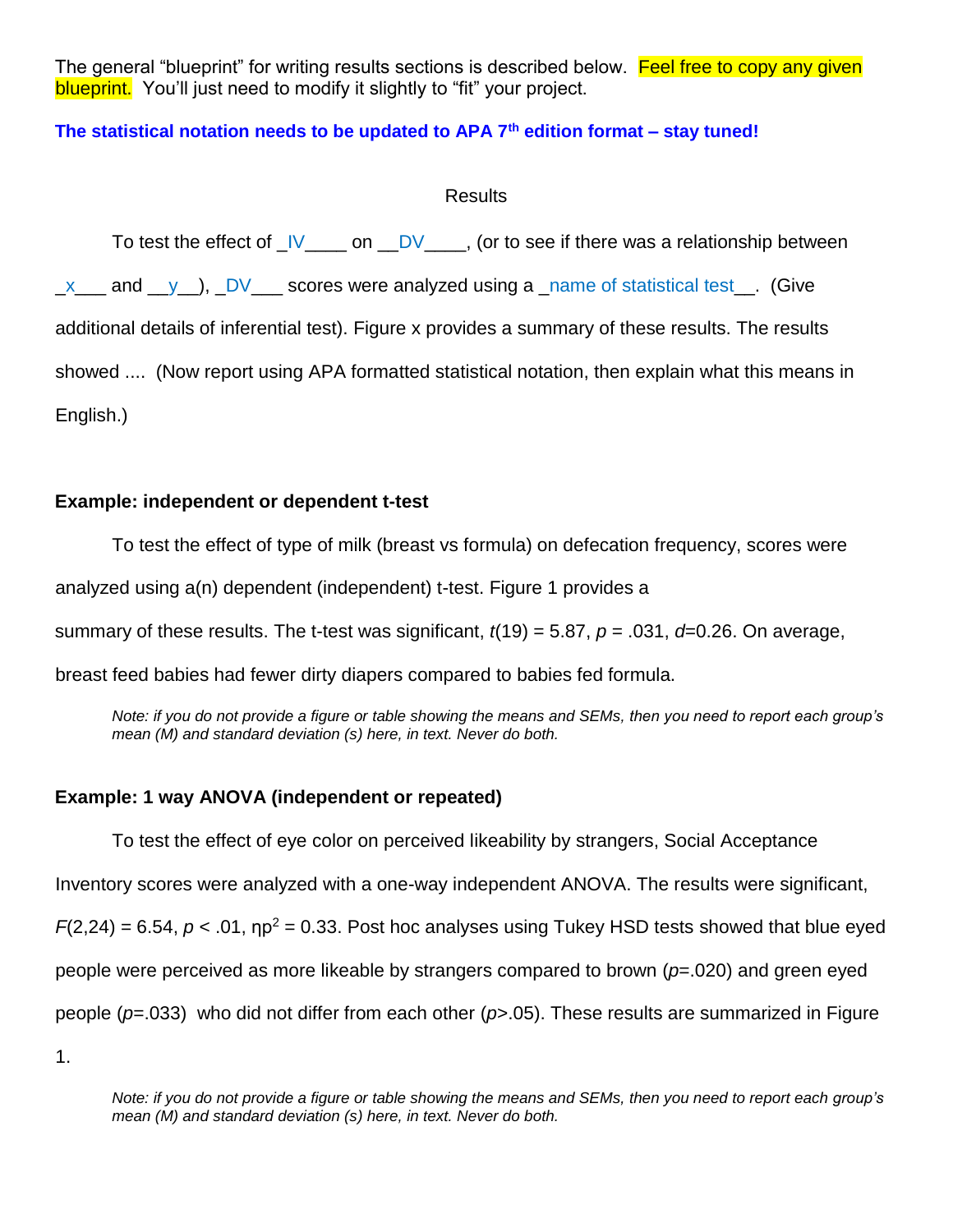The general "blueprint" for writing results sections is described below. Feel free to copy any given blueprint. You'll just need to modify it slightly to "fit" your project.

**The statistical notation needs to be updated to APA 7th edition format – stay tuned!**

Results

To test the effect of _IV____ on __DV____, (or to see if there was a relationship between _x___ and __y__), _DV___ scores were analyzed using a _name of statistical test__. (Give additional details of inferential test). Figure x provides a summary of these results. The results showed .... (Now report using APA formatted statistical notation, then explain what this means in English.)

**Example: independent or dependent t-test**

To test the effect of type of milk (breast vs formula) on defecation frequency, scores were analyzed using a(n) dependent (independent) t-test. Figure 1 provides a summary of these results. The t-test was significant, $t(19) = 5.87$, $p = .031$, $d$=0.26. On average, breast feed babies had fewer dirty diapers compared to babies fed formula.

*Note: if you do not provide a figure or table showing the means and SEMs, then you need to report each group's mean (M) and standard deviation (s) here, in text. Never do both.*

**Example: 1 way ANOVA (independent or repeated)**

To test the effect of eye color on perceived likeability by strangers, Social Acceptance Inventory scores were analyzed with a one-way independent ANOVA. The results were significant, $F(2,24) = 6.54$, $p < .01$, $\eta p^2 = 0.33$. Post hoc analyses using Tukey HSD tests showed that blue eyed people were perceived as more likeable by strangers compared to brown ($p$=.020) and green eyed people ($p$=.033) who did not differ from each other ($p$>.05). These results are summarized in Figure 1.

*Note: if you do not provide a figure or table showing the means and SEMs, then you need to report each group's mean (M) and standard deviation (s) here, in text. Never do both.*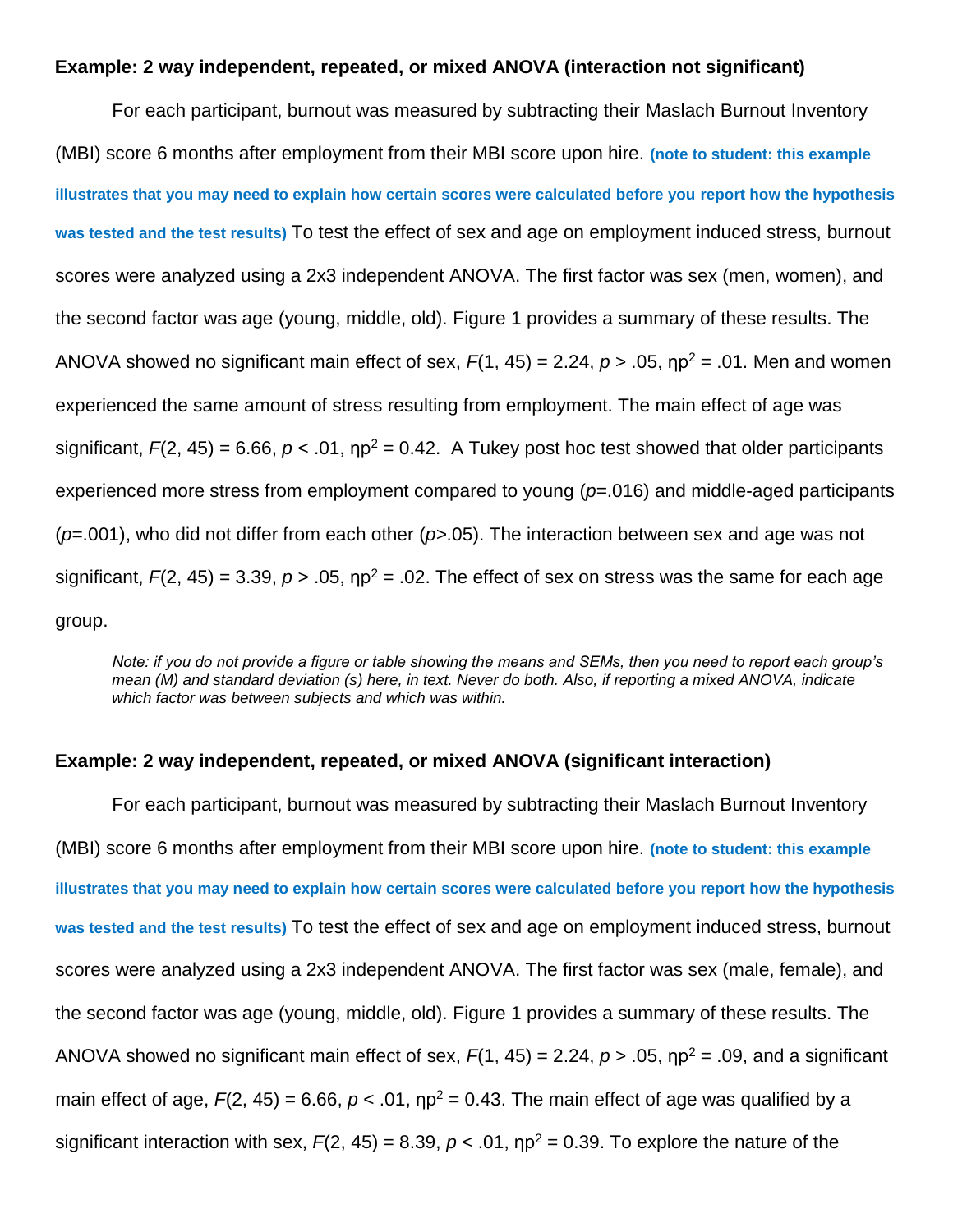**Example: 2 way independent, repeated, or mixed ANOVA (interaction not significant)**

For each participant, burnout was measured by subtracting their Maslach Burnout Inventory (MBI) score 6 months after employment from their MBI score upon hire. **(note to student: this example illustrates that you may need to explain how certain scores were calculated before you report how the hypothesis was tested and the test results)** To test the effect of sex and age on employment induced stress, burnout scores were analyzed using a 2x3 independent ANOVA. The first factor was sex (men, women), and the second factor was age (young, middle, old). Figure 1 provides a summary of these results. The ANOVA showed no significant main effect of sex, $F(1, 45) = 2.24$, $p > .05$, $\eta p^2 = .01$. Men and women experienced the same amount of stress resulting from employment. The main effect of age was significant, $F(2, 45) = 6.66$, $p < .01$, $\eta p^2 = 0.42$. A Tukey post hoc test showed that older participants experienced more stress from employment compared to young ($p$=.016) and middle-aged participants ($p$=.001), who did not differ from each other ($p$>.05). The interaction between sex and age was not significant, $F(2, 45) = 3.39$, $p > .05$, $\eta p^2 = .02$. The effect of sex on stress was the same for each age group.

*Note: if you do not provide a figure or table showing the means and SEMs, then you need to report each group's mean (M) and standard deviation (s) here, in text. Never do both. Also, if reporting a mixed ANOVA, indicate which factor was between subjects and which was within.*

**Example: 2 way independent, repeated, or mixed ANOVA (significant interaction)**

For each participant, burnout was measured by subtracting their Maslach Burnout Inventory (MBI) score 6 months after employment from their MBI score upon hire. **(note to student: this example illustrates that you may need to explain how certain scores were calculated before you report how the hypothesis was tested and the test results)** To test the effect of sex and age on employment induced stress, burnout scores were analyzed using a 2x3 independent ANOVA. The first factor was sex (male, female), and the second factor was age (young, middle, old). Figure 1 provides a summary of these results. The ANOVA showed no significant main effect of sex, $F(1, 45) = 2.24$, $p > .05$, $\eta p^2 = .09$, and a significant main effect of age, $F(2, 45) = 6.66$, $p < .01$, $\eta p^2 = 0.43$. The main effect of age was qualified by a significant interaction with sex, $F(2, 45) = 8.39$, $p < .01$, $\eta p^2 = 0.39$. To explore the nature of the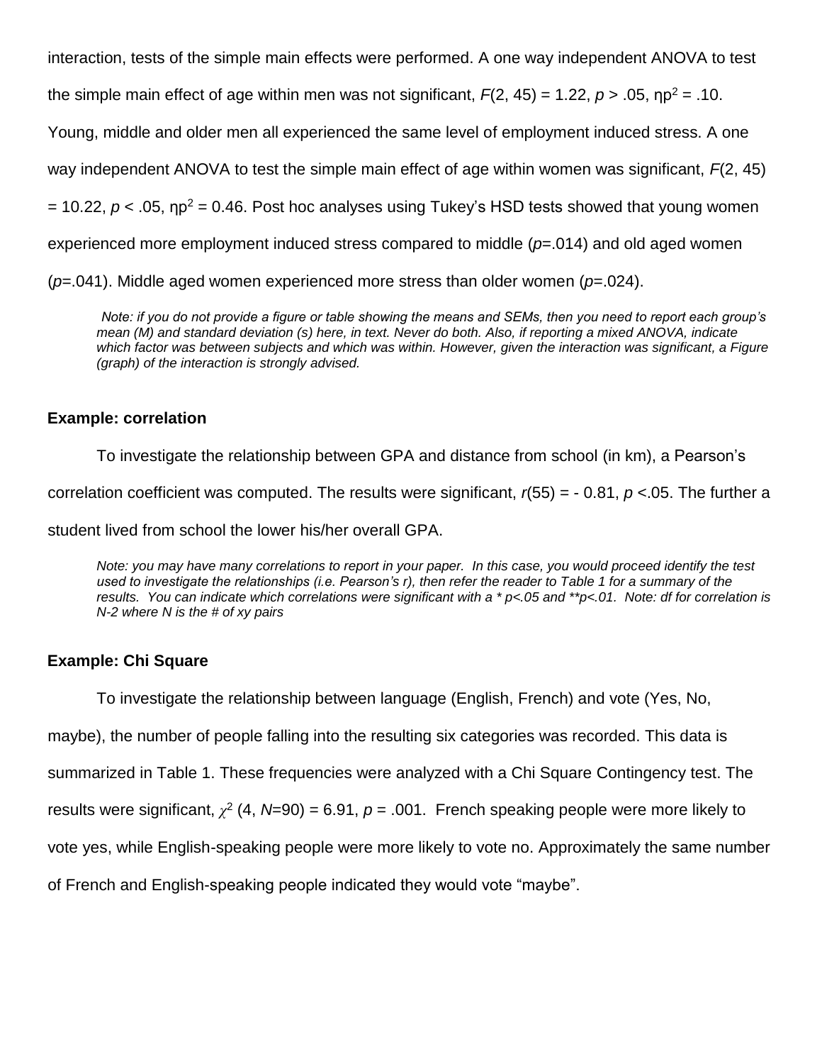interaction, tests of the simple main effects were performed. A one way independent ANOVA to test the simple main effect of age within men was not significant, $F(2, 45) = 1.22$, $p > .05$, $\eta p^2 = .10$. Young, middle and older men all experienced the same level of employment induced stress. A one way independent ANOVA to test the simple main effect of age within women was significant, $F(2, 45) = 10.22$, $p < .05$, $\eta p^2 = 0.46$. Post hoc analyses using Tukey's HSD tests showed that young women experienced more employment induced stress compared to middle ($p$=.014) and old aged women ($p$=.041). Middle aged women experienced more stress than older women ($p$=.024).

> *Note: if you do not provide a figure or table showing the means and SEMs, then you need to report each group's mean (M) and standard deviation (s) here, in text. Never do both. Also, if reporting a mixed ANOVA, indicate which factor was between subjects and which was within. However, given the interaction was significant, a Figure (graph) of the interaction is strongly advised.*

**Example: correlation**

To investigate the relationship between GPA and distance from school (in km), a Pearson's correlation coefficient was computed. The results were significant, $r(55) = -0.81$, $p < .05$. The further a student lived from school the lower his/her overall GPA.

> *Note: you may have many correlations to report in your paper. In this case, you would proceed identify the test used to investigate the relationships (i.e. Pearson's r), then refer the reader to Table 1 for a summary of the results. You can indicate which correlations were significant with a * p<.05 and **p<.01. Note: df for correlation is N-2 where N is the # of xy pairs*

**Example: Chi Square**

To investigate the relationship between language (English, French) and vote (Yes, No, maybe), the number of people falling into the resulting six categories was recorded. This data is summarized in Table 1. These frequencies were analyzed with a Chi Square Contingency test. The results were significant, $\chi^2$ (4, $N$=90) = 6.91, $p = .001$. French speaking people were more likely to vote yes, while English-speaking people were more likely to vote no. Approximately the same number of French and English-speaking people indicated they would vote "maybe".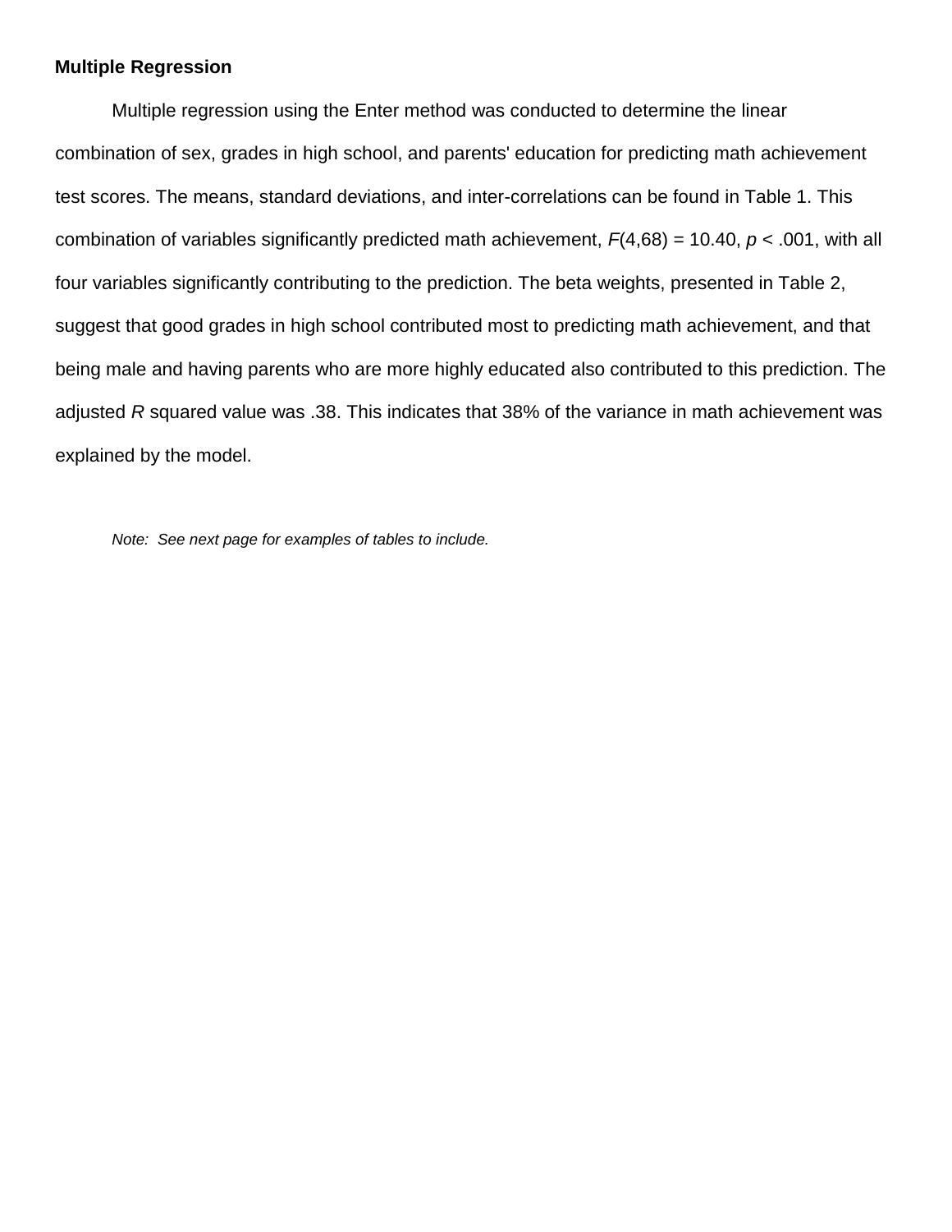**Multiple Regression**

Multiple regression using the Enter method was conducted to determine the linear combination of sex, grades in high school, and parents' education for predicting math achievement test scores. The means, standard deviations, and inter-correlations can be found in Table 1. This combination of variables significantly predicted math achievement, $F(4,68) = 10.40$, $p < .001$, with all four variables significantly contributing to the prediction. The beta weights, presented in Table 2, suggest that good grades in high school contributed most to predicting math achievement, and that being male and having parents who are more highly educated also contributed to this prediction. The adjusted *R* squared value was .38. This indicates that 38% of the variance in math achievement was explained by the model.

*Note: See next page for examples of tables to include.*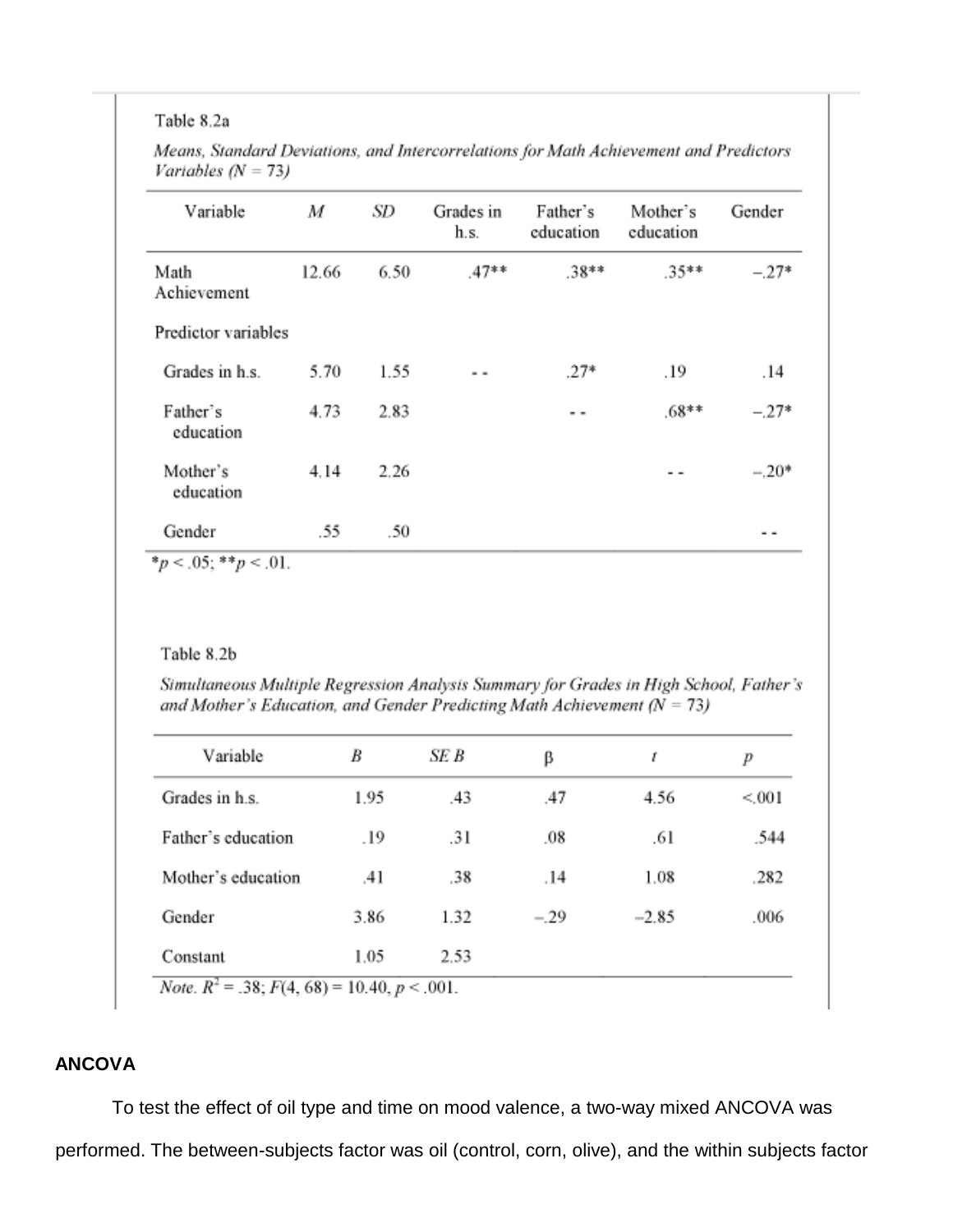Table 8.2a

*Means, Standard Deviations, and Intercorrelations for Math Achievement and Predictors Variables (N = 73)*

| Variable | *M* | *SD* | Grades in h.s. | Father's education | Mother's education | Gender |
|---|---|---|---|---|---|---|
| Math Achievement | 12.66 | 6.50 | .47** | .38** | .35** | −.27* |
| Predictor variables | | | | | | |
| Grades in h.s. | 5.70 | 1.55 | -- | .27* | .19 | .14 |
| Father's education | 4.73 | 2.83 | | -- | .68** | −.27* |
| Mother's education | 4.14 | 2.26 | | | -- | −.20* |
| Gender | .55 | .50 | | | | -- |

*$p < .05$; **$p < .01$.

Table 8.2b

*Simultaneous Multiple Regression Analysis Summary for Grades in High School, Father's and Mother's Education, and Gender Predicting Math Achievement (N = 73)*

| Variable | *B* | *SE B* | β | *t* | *p* |
|---|---|---|---|---|---|
| Grades in h.s. | 1.95 | .43 | .47 | 4.56 | <.001 |
| Father's education | .19 | .31 | .08 | .61 | .544 |
| Mother's education | .41 | .38 | .14 | 1.08 | .282 |
| Gender | 3.86 | 1.32 | −.29 | −2.85 | .006 |
| Constant | 1.05 | 2.53 | | | |

*Note.* $R^2 = .38$; $F(4, 68) = 10.40$, $p < .001$.

**ANCOVA**

To test the effect of oil type and time on mood valence, a two-way mixed ANCOVA was performed. The between-subjects factor was oil (control, corn, olive), and the within subjects factor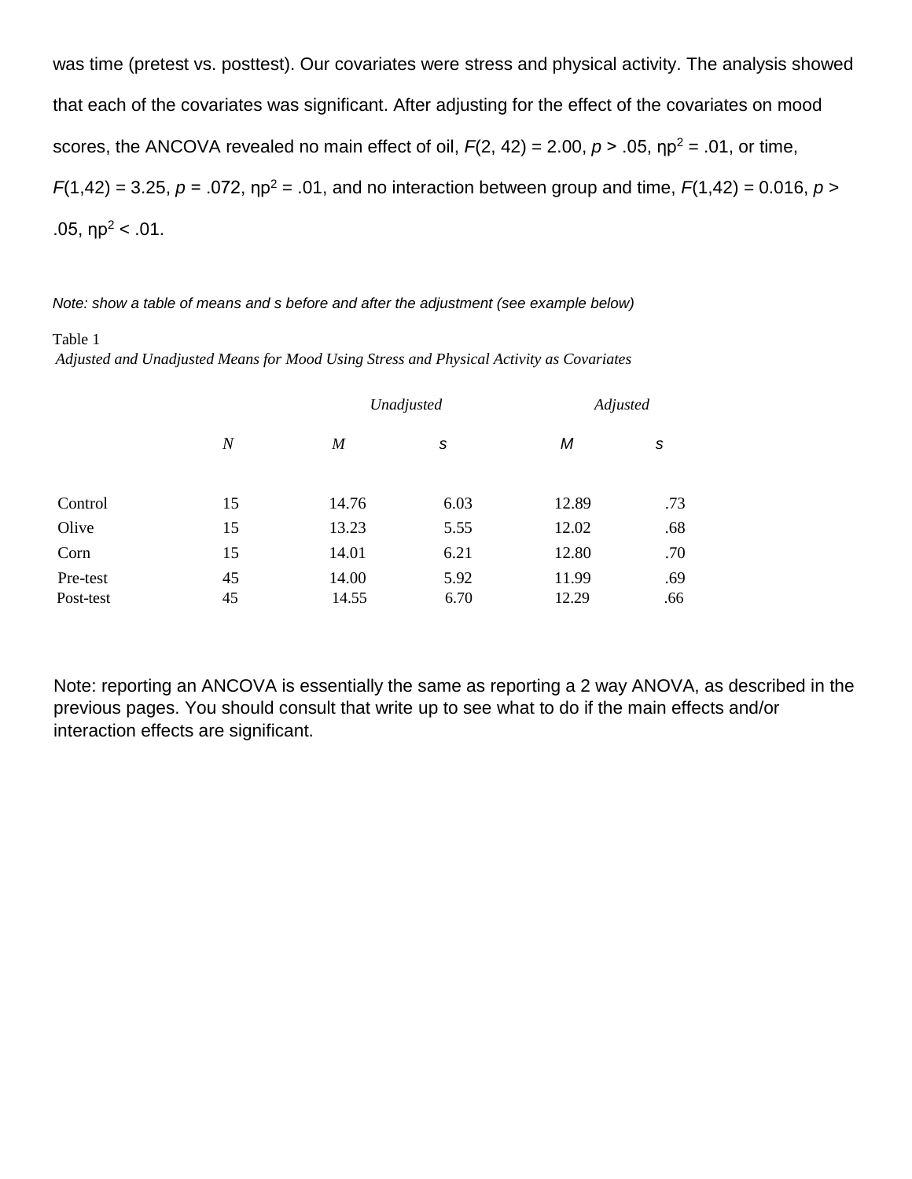was time (pretest vs. posttest). Our covariates were stress and physical activity. The analysis showed that each of the covariates was significant. After adjusting for the effect of the covariates on mood scores, the ANCOVA revealed no main effect of oil, $F(2, 42) = 2.00$, $p > .05$, $\eta p^2 = .01$, or time, $F(1,42) = 3.25$, $p = .072$, $\eta p^2 = .01$, and no interaction between group and time, $F(1,42) = 0.016$, $p > .05$, $\eta p^2 < .01$.

*Note: show a table of means and s before and after the adjustment (see example below)*

Table 1

*Adjusted and Unadjusted Means for Mood Using Stress and Physical Activity as Covariates*

| | | *Unadjusted* | | *Adjusted* | |
|---|---|---|---|---|---|
| | *N* | *M* | *s* | *M* | *s* |
| Control | 15 | 14.76 | 6.03 | 12.89 | .73 |
| Olive | 15 | 13.23 | 5.55 | 12.02 | .68 |
| Corn | 15 | 14.01 | 6.21 | 12.80 | .70 |
| Pre-test | 45 | 14.00 | 5.92 | 11.99 | .69 |
| Post-test | 45 | 14.55 | 6.70 | 12.29 | .66 |

Note: reporting an ANCOVA is essentially the same as reporting a 2 way ANOVA, as described in the previous pages. You should consult that write up to see what to do if the main effects and/or interaction effects are significant.